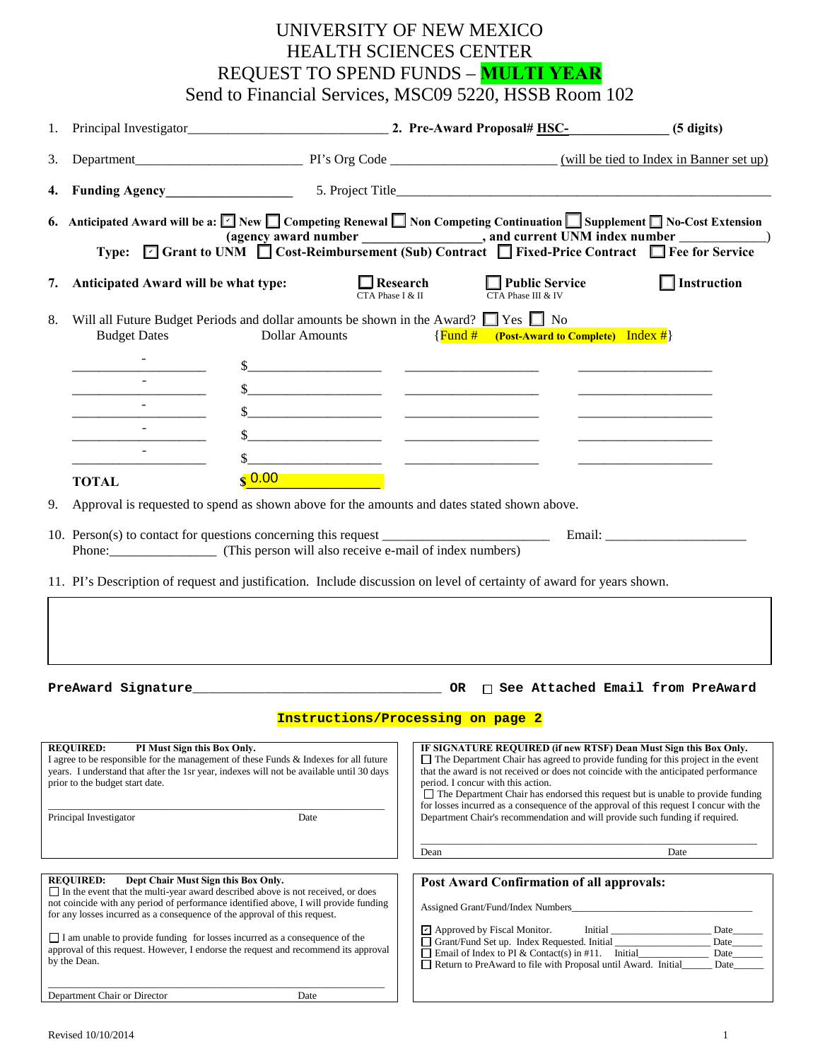# UNIVERSITY OF NEW MEXICO
# HEALTH SCIENCES CENTER
# REQUEST TO SPEND FUNDS – MULTI YEAR

Send to Financial Services, MSC09 5220, HSSB Room 102

1. Principal Investigator_____________________________ **2. Pre-Award Proposal# HSC-______________ (5 digits)**

3. Department________________________ PI's Org Code ________________________ (will be tied to Index in Banner set up)

4. **Funding Agency__________________** 5. Project Title_______________________________________________________

6. **Anticipated Award will be a:** ☑ **New** ☐ **Competing Renewal** ☐ **Non Competing Continuation** ☐ **Supplement** ☐ **No-Cost Extension (agency award number _________________, and current UNM index number _____________)**
   **Type:** ☑ **Grant to UNM** ☐ **Cost-Reimbursement (Sub) Contract** ☐ **Fixed-Price Contract** ☐ **Fee for Service**

7. **Anticipated Award will be what type:** ☐ **Research** (CTA Phase I & II) ☐ **Public Service** (CTA Phase III & IV) ☐ **Instruction**

8. Will all Future Budget Periods and dollar amounts be shown in the Award? ☐ Yes ☐ No

| Budget Dates | Dollar Amounts | {Fund # | **(Post-Award to Complete)** Index #} |
|---|---|---|---|
| - | $ | | |
| - | $ | | |
| - | $ | | |
| - | $ | | |
| - | $ | | |
| **TOTAL** | $ 0.00 | | |

9. Approval is requested to spend as shown above for the amounts and dates stated shown above.

10. Person(s) to contact for questions concerning this request ________________________ Email: ____________________
    Phone:________________ (This person will also receive e-mail of index numbers)

11. PI's Description of request and justification. Include discussion on level of certainty of award for years shown.

**PreAward Signature________________________________ OR ☐ See Attached Email from PreAward**

**Instructions/Processing on page 2**

**REQUIRED: PI Must Sign this Box Only.**
I agree to be responsible for the management of these Funds & Indexes for all future years. I understand that after the 1sr year, indexes will not be available until 30 days prior to the budget start date.

______________________________________________
Principal Investigator Date

**IF SIGNATURE REQUIRED (if new RTSF) Dean Must Sign this Box Only.**
☐ The Department Chair has agreed to provide funding for this project in the event that the award is not received or does not coincide with the anticipated performance period. I concur with this action.
☐ The Department Chair has endorsed this request but is unable to provide funding for losses incurred as a consequence of the approval of this request I concur with the Department Chair's recommendation and will provide such funding if required.

______________________________________________
Dean Date

**REQUIRED: Dept Chair Must Sign this Box Only.**
☐ In the event that the multi-year award described above is not received, or does not coincide with any period of performance identified above, I will provide funding for any losses incurred as a consequence of the approval of this request.

☐ I am unable to provide funding for losses incurred as a consequence of the approval of this request. However, I endorse the request and recommend its approval by the Dean.

______________________________________________
Department Chair or Director Date

**Post Award Confirmation of all approvals:**

Assigned Grant/Fund/Index Numbers__________________________________

☑ Approved by Fiscal Monitor. Initial ___________________ Date______
☐ Grant/Fund Set up. Index Requested. Initial _________________ Date______
☐ Email of Index to PI & Contact(s) in #11. Initial______________ Date______
☐ Return to PreAward to file with Proposal until Award. Initial______ Date______

Revised 10/10/2014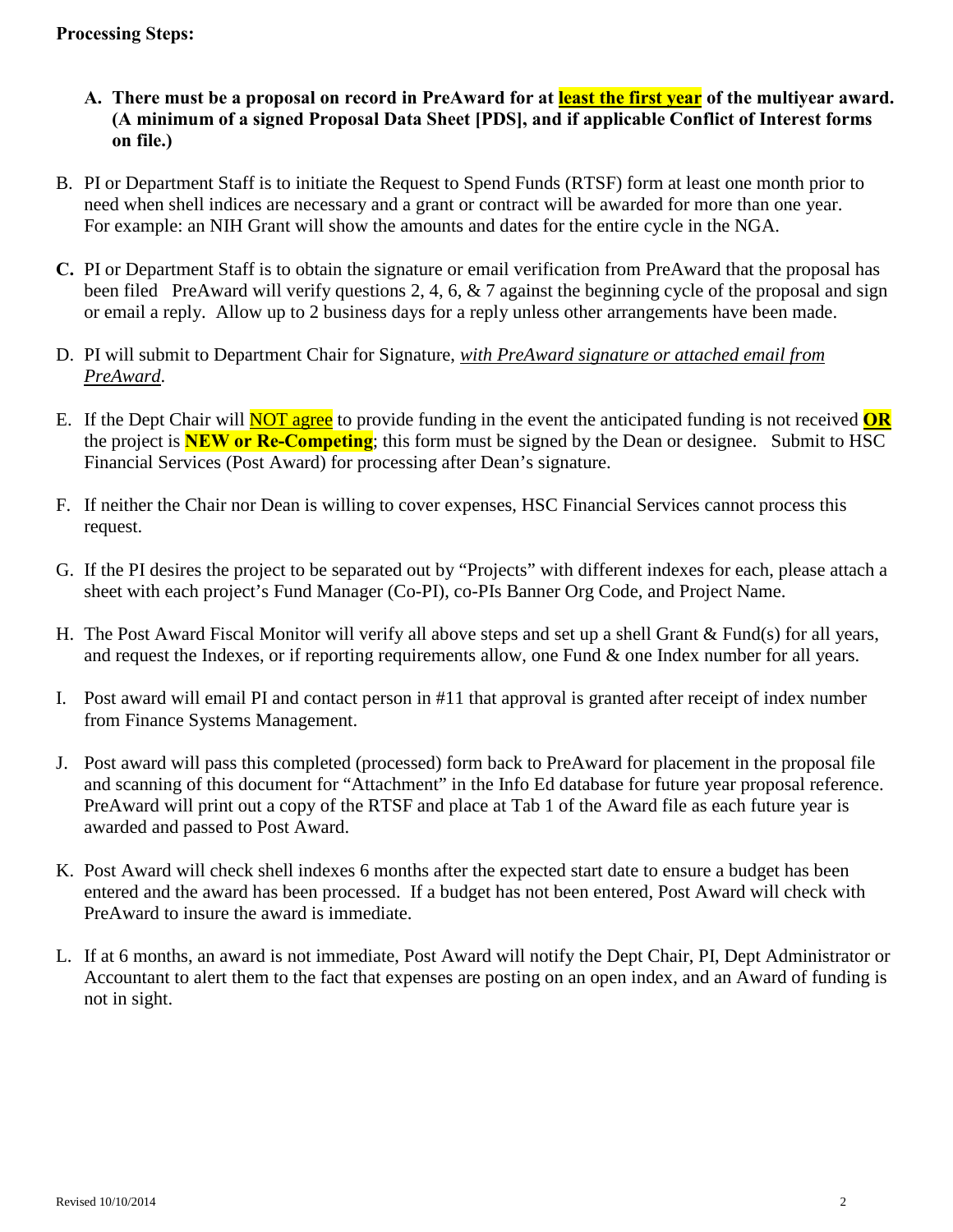**Processing Steps:**

A. **There must be a proposal on record in PreAward for at least the first year of the multiyear award. (A minimum of a signed Proposal Data Sheet [PDS], and if applicable Conflict of Interest forms on file.)**

B. PI or Department Staff is to initiate the Request to Spend Funds (RTSF) form at least one month prior to need when shell indices are necessary and a grant or contract will be awarded for more than one year. For example: an NIH Grant will show the amounts and dates for the entire cycle in the NGA.

C. PI or Department Staff is to obtain the signature or email verification from PreAward that the proposal has been filed PreAward will verify questions 2, 4, 6, & 7 against the beginning cycle of the proposal and sign or email a reply. Allow up to 2 business days for a reply unless other arrangements have been made.

D. PI will submit to Department Chair for Signature, *with PreAward signature or attached email from PreAward.*

E. If the Dept Chair will NOT agree to provide funding in the event the anticipated funding is not received **OR** the project is **NEW or Re-Competing**; this form must be signed by the Dean or designee. Submit to HSC Financial Services (Post Award) for processing after Dean's signature.

F. If neither the Chair nor Dean is willing to cover expenses, HSC Financial Services cannot process this request.

G. If the PI desires the project to be separated out by "Projects" with different indexes for each, please attach a sheet with each project's Fund Manager (Co-PI), co-PIs Banner Org Code, and Project Name.

H. The Post Award Fiscal Monitor will verify all above steps and set up a shell Grant & Fund(s) for all years, and request the Indexes, or if reporting requirements allow, one Fund & one Index number for all years.

I. Post award will email PI and contact person in #11 that approval is granted after receipt of index number from Finance Systems Management.

J. Post award will pass this completed (processed) form back to PreAward for placement in the proposal file and scanning of this document for "Attachment" in the Info Ed database for future year proposal reference. PreAward will print out a copy of the RTSF and place at Tab 1 of the Award file as each future year is awarded and passed to Post Award.

K. Post Award will check shell indexes 6 months after the expected start date to ensure a budget has been entered and the award has been processed. If a budget has not been entered, Post Award will check with PreAward to insure the award is immediate.

L. If at 6 months, an award is not immediate, Post Award will notify the Dept Chair, PI, Dept Administrator or Accountant to alert them to the fact that expenses are posting on an open index, and an Award of funding is not in sight.